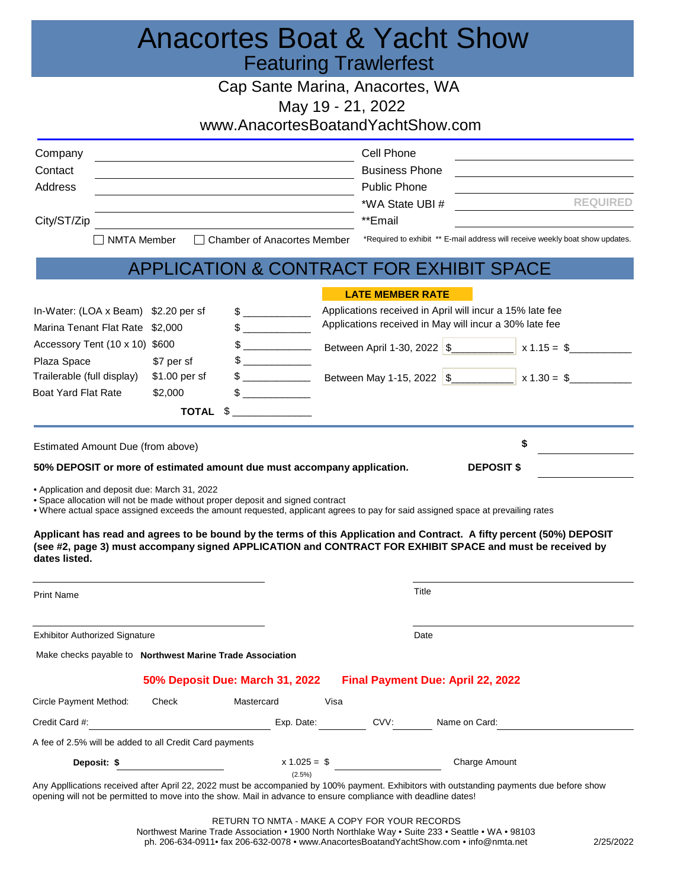# Anacortes Boat & Yacht Show

## Featuring Trawlerfest

Cap Sante Marina, Anacortes, WA

May 19 - 21, 2022

www.AnacortesBoatandYachtShow.com

| | | | |
|---|---|---|---|
| Company | | Cell Phone | |
| Contact | | Business Phone | |
| Address | | Public Phone | |
| | | *WA State UBI # | REQUIRED |
| City/ST/Zip | | **Email | |

☐ NMTA Member ☐ Chamber of Anacortes Member

*Required to exhibit ** E-mail address will receive weekly boat show updates.

## APPLICATION & CONTRACT FOR EXHIBIT SPACE

| | | |
|---|---|---|
| In-Water: (LOA x Beam) | $2.20 per sf | $ ___________ |
| Marina Tenant Flat Rate | $2,000 | $ ___________ |
| Accessory Tent (10 x 10) | $600 | $ ___________ |
| Plaza Space | $7 per sf | $ ___________ |
| Trailerable (full display) | $1.00 per sf | $ ___________ |
| Boat Yard Flat Rate | $2,000 | $ ___________ |
| **TOTAL** | | $ ___________ |

**LATE MEMBER RATE**

Applications received in April will incur a 15% late fee

Applications received in May will incur a 30% late fee

Between April 1-30, 2022 $__________ x 1.15 = $__________

Between May 1-15, 2022 $__________ x 1.30 = $__________

Estimated Amount Due (from above) **$** __________

**50% DEPOSIT or more of estimated amount due must accompany application.** **DEPOSIT $** __________

- Application and deposit due: March 31, 2022
- Space allocation will not be made without proper deposit and signed contract
- Where actual space assigned exceeds the amount requested, applicant agrees to pay for said assigned space at prevailing rates

**Applicant has read and agrees to be bound by the terms of this Application and Contract. A fifty percent (50%) DEPOSIT (see #2, page 3) must accompany signed APPLICATION and CONTRACT FOR EXHIBIT SPACE and must be received by dates listed.**

Print Name ______________________ Title ______________________

Exhibitor Authorized Signature ______________________ Date ______________________

Make checks payable to **Northwest Marine Trade Association**

**50% Deposit Due: March 31, 2022** **Final Payment Due: April 22, 2022**

Circle Payment Method: Check Mastercard Visa

Credit Card #: ______________________ Exp. Date: ________ CVV: ________ Name on Card: ______________________

A fee of 2.5% will be added to all Credit Card payments

**Deposit: $** ____________ x 1.025 = $ ____________ Charge Amount

(2.5%)

Any Appllications received after April 22, 2022 must be accompanied by 100% payment. Exhibitors with outstanding payments due before show opening will not be permitted to move into the show. Mail in advance to ensure compliance with deadline dates!

RETURN TO NMTA - MAKE A COPY FOR YOUR RECORDS

Northwest Marine Trade Association • 1900 North Northlake Way • Suite 233 • Seattle • WA • 98103

ph. 206-634-0911• fax 206-632-0078 • www.AnacortesBoatandYachtShow.com • info@nmta.net

2/25/2022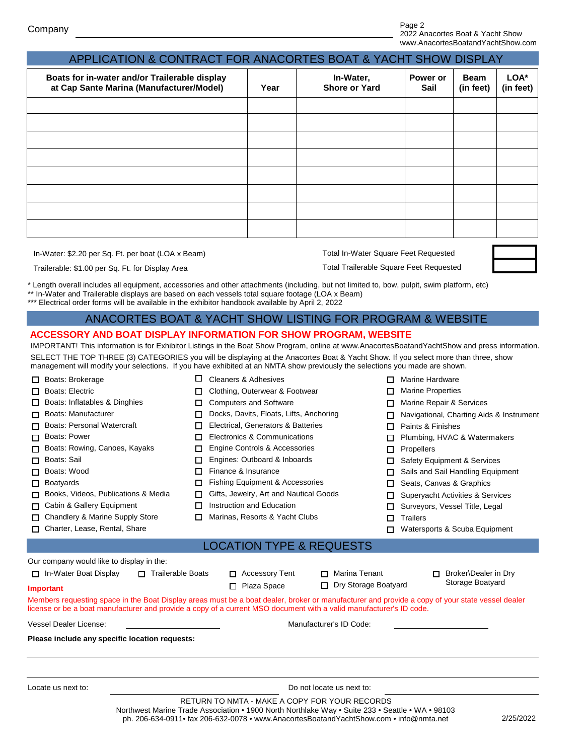Company ______________________________

## APPLICATION & CONTRACT FOR ANACORTES BOAT & YACHT SHOW DISPLAY

| Boats for in-water and/or Trailerable display at Cap Sante Marina (Manufacturer/Model) | Year | In-Water, Shore or Yard | Power or Sail | Beam (in feet) | LOA* (in feet) |
|---|---|---|---|---|---|
| | | | | | |
| | | | | | |
| | | | | | |
| | | | | | |
| | | | | | |
| | | | | | |
| | | | | | |
| | | | | | |

In-Water: $2.20 per Sq. Ft. per boat (LOA x Beam) — Total In-Water Square Feet Requested ______

Trailerable: $1.00 per Sq. Ft. for Display Area — Total Trailerable Square Feet Requested ______

* Length overall includes all equipment, accessories and other attachments (including, but not limited to, bow, pulpit, swim platform, etc)

** In-Water and Trailerable displays are based on each vessels total square footage (LOA x Beam)

*** Electrical order forms will be available in the exhibitor handbook available by April 2, 2022

## ANACORTES BOAT & YACHT SHOW LISTING FOR PROGRAM & WEBSITE

### ACCESSORY AND BOAT DISPLAY INFORMATION FOR SHOW PROGRAM, WEBSITE

IMPORTANT! This information is for Exhibitor Listings in the Boat Show Program, online at www.AnacortesBoatandYachtShow and press information.

SELECT THE TOP THREE (3) CATEGORIES you will be displaying at the Anacortes Boat & Yacht Show. If you select more than three, show management will modify your selections. If you have exhibited at an NMTA show previously the selections you made are shown.

- ☐ Boats: Brokerage
- ☐ Boats: Electric
- ☐ Boats: Inflatables & Dinghies
- ☐ Boats: Manufacturer
- ☐ Boats: Personal Watercraft
- ☐ Boats: Power
- ☐ Boats: Rowing, Canoes, Kayaks
- ☐ Boats: Sail
- ☐ Boats: Wood
- ☐ Boatyards
- ☐ Books, Videos, Publications & Media
- ☐ Cabin & Gallery Equipment
- ☐ Chandlery & Marine Supply Store
- ☐ Charter, Lease, Rental, Share
- ☐ Cleaners & Adhesives
- ☐ Clothing, Outerwear & Footwear
- ☐ Computers and Software
- ☐ Docks, Davits, Floats, Lifts, Anchoring
- ☐ Electrical, Generators & Batteries
- ☐ Electronics & Communications
- ☐ Engine Controls & Accessories
- ☐ Engines: Outboard & Inboards
- ☐ Finance & Insurance
- ☐ Fishing Equipment & Accessories
- ☐ Gifts, Jewelry, Art and Nautical Goods
- ☐ Instruction and Education
- ☐ Marinas, Resorts & Yacht Clubs
- ☐ Marine Hardware
- ☐ Marine Properties
- ☐ Marine Repair & Services
- ☐ Navigational, Charting Aids & Instrument
- ☐ Paints & Finishes
- ☐ Plumbing, HVAC & Watermakers
- ☐ Propellers
- ☐ Safety Equipment & Services
- ☐ Sails and Sail Handling Equipment
- ☐ Seats, Canvas & Graphics
- ☐ Superyacht Activities & Services
- ☐ Surveyors, Vessel Title, Legal
- ☐ Trailers
- ☐ Watersports & Scuba Equipment

## LOCATION TYPE & REQUESTS

Our company would like to display in the:

- ☐ In-Water Boat Display
- ☐ Trailerable Boats
- ☐ Accessory Tent
- ☐ Plaza Space
- ☐ Marina Tenant
- ☐ Dry Storage Boatyard
- ☐ Broker\Dealer in Dry Storage Boatyard

**Important**

Members requesting space in the Boat Display areas must be a boat dealer, broker or manufacturer and provide a copy of your state vessel dealer license or be a boat manufacturer and provide a copy of a current MSO document with a valid manufacturer's ID code.

Vessel Dealer License: ____________________ Manufacturer's ID Code: ____________________

**Please include any specific location requests:**

______________________________________________________________________

______________________________________________________________________

Locate us next to: ____________________ Do not locate us next to: ____________________

RETURN TO NMTA - MAKE A COPY FOR YOUR RECORDS

Northwest Marine Trade Association • 1900 North Northlake Way • Suite 233 • Seattle • WA • 98103

ph. 206-634-0911• fax 206-632-0078 • www.AnacortesBoatandYachtShow.com • info@nmta.net

2/25/2022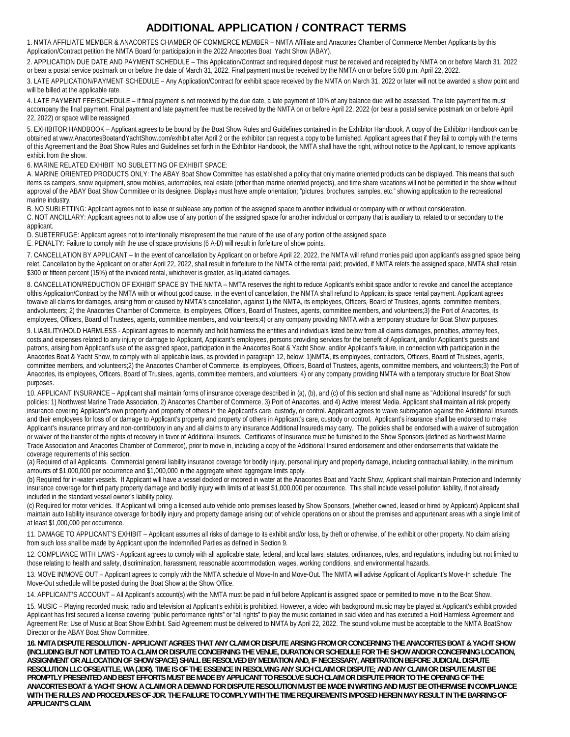# ADDITIONAL APPLICATION / CONTRACT TERMS

1. NMTA AFFILIATE MEMBER & ANACORTES CHAMBER OF COMMERCE MEMBER – NMTA Affiliate and Anacortes Chamber of Commerce Member Applicants by this Application/Contract petition the NMTA Board for participation in the 2022 Anacortes Boat Yacht Show (ABAY).

2. APPLICATION DUE DATE AND PAYMENT SCHEDULE – This Application/Contract and required deposit must be received and receipted by NMTA on or before March 31, 2022 or bear a postal service postmark on or before the date of March 31, 2022. Final payment must be received by the NMTA on or before 5:00 p.m. April 22, 2022.

3. LATE APPLICATION/PAYMENT SCHEDULE – Any Application/Contract for exhibit space received by the NMTA on March 31, 2022 or later will not be awarded a show point and will be billed at the applicable rate.

4. LATE PAYMENT FEE/SCHEDULE – If final payment is not received by the due date, a late payment of 10% of any balance due will be assessed. The late payment fee must accompany the final payment. Final payment and late payment fee must be received by the NMTA on or before April 22, 2022 (or bear a postal service postmark on or before April 22, 2022) or space will be reassigned.

5. EXHIBITOR HANDBOOK – Applicant agrees to be bound by the Boat Show Rules and Guidelines contained in the Exhibitor Handbook. A copy of the Exhibitor Handbook can be obtained at www.AnacortesBoatandYachtShow.com/exhibit after April 2 or the exhibitor can request a copy to be furnished. Applicant agrees that if they fail to comply with the terms of this Agreement and the Boat Show Rules and Guidelines set forth in the Exhibitor Handbook, the NMTA shall have the right, without notice to the Applicant, to remove applicants exhibit from the show.

6. MARINE RELATED EXHIBIT NO SUBLETTING OF EXHIBIT SPACE:
A. MARINE ORIENTED PRODUCTS ONLY: The ABAY Boat Show Committee has established a policy that only marine oriented products can be displayed. This means that such items as campers, snow equipment, snow mobiles, automobiles, real estate (other than marine oriented projects), and time share vacations will not be permitted in the show without approval of the ABAY Boat Show Committee or its designee. Displays must have ample orientation; "pictures, brochures, samples, etc." showing application to the recreational marine industry.
B. NO SUBLETTING: Applicant agrees not to lease or sublease any portion of the assigned space to another individual or company with or without consideration.
C. NOT ANCILLARY: Applicant agrees not to allow use of any portion of the assigned space for another individual or company that is auxiliary to, related to or secondary to the applicant.
D. SUBTERFUGE: Applicant agrees not to intentionally misrepresent the true nature of the use of any portion of the assigned space.
E. PENALTY: Failure to comply with the use of space provisions (6 A-D) will result in forfeiture of show points.

7. CANCELLATION BY APPLICANT – In the event of cancellation by Applicant on or before April 22, 2022, the NMTA will refund monies paid upon applicant's assigned space being relet. Cancellation by the Applicant on or after April 22, 2022, shall result in forfeiture to the NMTA of the rental paid; provided, if NMTA relets the assigned space, NMTA shall retain $300 or fifteen percent (15%) of the invoiced rental, whichever is greater, as liquidated damages.

8. CANCELLATION/REDUCTION OF EXHIBIT SPACE BY THE NMTA – NMTA reserves the right to reduce Applicant's exhibit space and/or to revoke and cancel the acceptance ofthis Application/Contract by the NMTA with or without good cause. In the event of cancellation, the NMTA shall refund to Applicant its space rental payment. Applicant agrees towaive all claims for damages, arising from or caused by NMTA's cancellation, against 1) the NMTA, its employees, Officers, Board of Trustees, agents, committee members, andvolunteers; 2) the Anacortes Chamber of Commerce, its employees, Officers, Board of Trustees, agents, committee members, and volunteers;3) the Port of Anacortes, its employees, Officers, Board of Trustees, agents, committee members, and volunteers;4) or any company providing NMTA with a temporary structure for Boat Show purposes.

9. LIABILITY/HOLD HARMLESS - Applicant agrees to indemnify and hold harmless the entities and individuals listed below from all claims damages, penalties, attorney fees, costs,and expenses related to any injury or damage to Applicant, Applicant's employees, persons providing services for the benefit of Applicant, and/or Applicant's guests and patrons, arising from Applicant's use of the assigned space, participation in the Anacortes Boat & Yacht Show, and/or Applicant's failure, in connection with participation in the Anacortes Boat & Yacht Show, to comply with all applicable laws, as provided in paragraph 12, below: 1)NMTA, its employees, contractors, Officers, Board of Trustees, agents, committee members, and volunteers;2) the Anacortes Chamber of Commerce, its employees, Officers, Board of Trustees, agents, committee members, and volunteers;3) the Port of Anacortes, its employees, Officers, Board of Trustees, agents, committee members, and volunteers; 4) or any company providing NMTA with a temporary structure for Boat Show purposes.

10. APPLICANT INSURANCE – Applicant shall maintain forms of insurance coverage described in (a), (b), and (c) of this section and shall name as "Additional Insureds" for such policies: 1) Northwest Marine Trade Association, 2) Anacortes Chamber of Commerce, 3) Port of Anacortes, and 4) Active Interest Media. Applicant shall maintain all risk property insurance covering Applicant's own property and property of others in the Applicant's care, custody, or control. Applicant agrees to waive subrogation against the Additional Insureds and their employees for loss of or damage to Applicant's property and property of others in Applicant's care, custody or control. Applicant's insurance shall be endorsed to make Applicant's insurance primary and non-contributory in any and all claims to any insurance Additional Insureds may carry. The policies shall be endorsed with a waiver of subrogation or waiver of the transfer of the rights of recovery in favor of Additional Insureds. Certificates of Insurance must be furnished to the Show Sponsors (defined as Northwest Marine Trade Association and Anacortes Chamber of Commerce), prior to move in, including a copy of the Additional Insured endorsement and other endorsements that validate the coverage requirements of this section.
(a) Required of all Applicants. Commercial general liability insurance coverage for bodily injury, personal injury and property damage, including contractual liability, in the minimum amounts of $1,000,000 per occurrence and $1,000,000 in the aggregate where aggregate limits apply.
(b) Required for in-water vessels. If Applicant will have a vessel docked or moored in water at the Anacortes Boat and Yacht Show, Applicant shall maintain Protection and Indemnity insurance coverage for third party property damage and bodily injury with limits of at least $1,000,000 per occurrence. This shall include vessel pollution liability, if not already included in the standard vessel owner's liability policy.
(c) Required for motor vehicles. If Applicant will bring a licensed auto vehicle onto premises leased by Show Sponsors, (whether owned, leased or hired by Applicant) Applicant shall maintain auto liability insurance coverage for bodily injury and property damage arising out of vehicle operations on or about the premises and appurtenant areas with a single limit of at least $1,000,000 per occurrence.

11. DAMAGE TO APPLICANT'S EXHIBIT – Applicant assumes all risks of damage to its exhibit and/or loss, by theft or otherwise, of the exhibit or other property. No claim arising from such loss shall be made by Applicant upon the Indemnified Parties as defined in Section 9.

12. COMPLIANCE WITH LAWS - Applicant agrees to comply with all applicable state, federal, and local laws, statutes, ordinances, rules, and regulations, including but not limited to those relating to health and safety, discrimination, harassment, reasonable accommodation, wages, working conditions, and environmental hazards.

13. MOVE IN/MOVE OUT – Applicant agrees to comply with the NMTA schedule of Move-In and Move-Out. The NMTA will advise Applicant of Applicant's Move-In schedule. The Move-Out schedule will be posted during the Boat Show at the Show Office.

14. APPLICANT'S ACCOUNT – All Applicant's account(s) with the NMTA must be paid in full before Applicant is assigned space or permitted to move in to the Boat Show.

15. MUSIC – Playing recorded music, radio and television at Applicant's exhibit is prohibited. However, a video with background music may be played at Applicant's exhibit provided Applicant has first secured a license covering "public performance rights" or "all rights" to play the music contained in said video and has executed a Hold Harmless Agreement and Agreement Re: Use of Music at Boat Show Exhibit. Said Agreement must be delivered to NMTA by April 22, 2022. The sound volume must be acceptable to the NMTA BoatShow Director or the ABAY Boat Show Committee.

**16. NMTA DISPUTE RESOLUTION - APPLICANT AGREES THAT ANY CLAIM OR DISPUTE ARISING FROM OR CONCERNING THE ANACORTES BOAT & YACHT SHOW (INCLUDING BUT NOT LIMITED TO A CLAIM OR DISPUTE CONCERNING THE VENUE, DURATION OR SCHEDULE FOR THE SHOW AND/OR CONCERNING LOCATION, ASSIGNMENT OR ALLOCATION OF SHOW SPACE) SHALL BE RESOLVED BY MEDIATION AND, IF NECESSARY, ARBITRATION BEFORE JUDICIAL DISPUTE RESOLUTION LLC OFSEATTLE, WA (JDR). TIME IS OF THE ESSENCE IN RESOLVING ANY SUCH CLAIM OR DISPUTE; AND ANY CLAIM OR DISPUTE MUST BE PROMPTLY PRESENTED AND BEST EFFORTS MUST BE MADE BY APPLICANT TO RESOLVE SUCH CLAIM OR DISPUTE PRIOR TO THE OPENING OF THE ANACORTES BOAT & YACHT SHOW. A CLAIM OR A DEMAND FOR DISPUTE RESOLUTION MUST BE MADE IN WRITING AND MUST BE OTHERWISE IN COMPLIANCE WITH THE RULES AND PROCEDURES OF JDR. THE FAILURE TO COMPLY WITH THE TIME REQUIREMENTS IMPOSED HEREIN MAY RESULT IN THE BARRING OF APPLICANT'S CLAIM.**